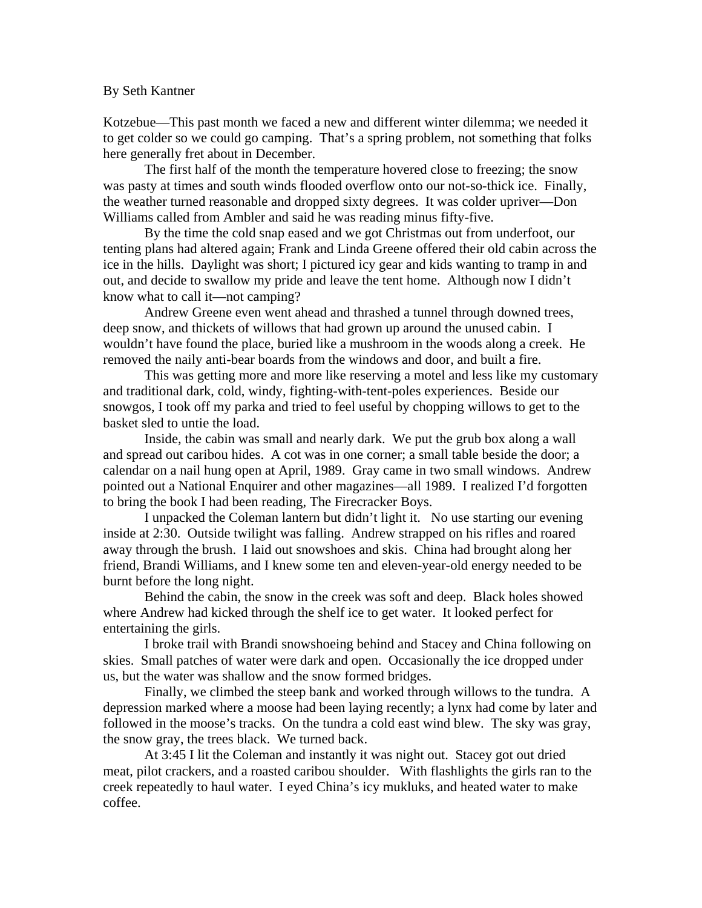By Seth Kantner

Kotzebue—This past month we faced a new and different winter dilemma; we needed it to get colder so we could go camping. That's a spring problem, not something that folks here generally fret about in December.

The first half of the month the temperature hovered close to freezing; the snow was pasty at times and south winds flooded overflow onto our not-so-thick ice. Finally, the weather turned reasonable and dropped sixty degrees. It was colder upriver—Don Williams called from Ambler and said he was reading minus fifty-five.

By the time the cold snap eased and we got Christmas out from underfoot, our tenting plans had altered again; Frank and Linda Greene offered their old cabin across the ice in the hills. Daylight was short; I pictured icy gear and kids wanting to tramp in and out, and decide to swallow my pride and leave the tent home. Although now I didn't know what to call it—not camping?

Andrew Greene even went ahead and thrashed a tunnel through downed trees, deep snow, and thickets of willows that had grown up around the unused cabin. I wouldn't have found the place, buried like a mushroom in the woods along a creek. He removed the naily anti-bear boards from the windows and door, and built a fire.

This was getting more and more like reserving a motel and less like my customary and traditional dark, cold, windy, fighting-with-tent-poles experiences. Beside our snowgos, I took off my parka and tried to feel useful by chopping willows to get to the basket sled to untie the load.

Inside, the cabin was small and nearly dark. We put the grub box along a wall and spread out caribou hides. A cot was in one corner; a small table beside the door; a calendar on a nail hung open at April, 1989. Gray came in two small windows. Andrew pointed out a National Enquirer and other magazines—all 1989. I realized I'd forgotten to bring the book I had been reading, The Firecracker Boys.

I unpacked the Coleman lantern but didn't light it. No use starting our evening inside at 2:30. Outside twilight was falling. Andrew strapped on his rifles and roared away through the brush. I laid out snowshoes and skis. China had brought along her friend, Brandi Williams, and I knew some ten and eleven-year-old energy needed to be burnt before the long night.

Behind the cabin, the snow in the creek was soft and deep. Black holes showed where Andrew had kicked through the shelf ice to get water. It looked perfect for entertaining the girls.

I broke trail with Brandi snowshoeing behind and Stacey and China following on skies. Small patches of water were dark and open. Occasionally the ice dropped under us, but the water was shallow and the snow formed bridges.

Finally, we climbed the steep bank and worked through willows to the tundra. A depression marked where a moose had been laying recently; a lynx had come by later and followed in the moose's tracks. On the tundra a cold east wind blew. The sky was gray, the snow gray, the trees black. We turned back.

At 3:45 I lit the Coleman and instantly it was night out. Stacey got out dried meat, pilot crackers, and a roasted caribou shoulder. With flashlights the girls ran to the creek repeatedly to haul water. I eyed China's icy mukluks, and heated water to make coffee.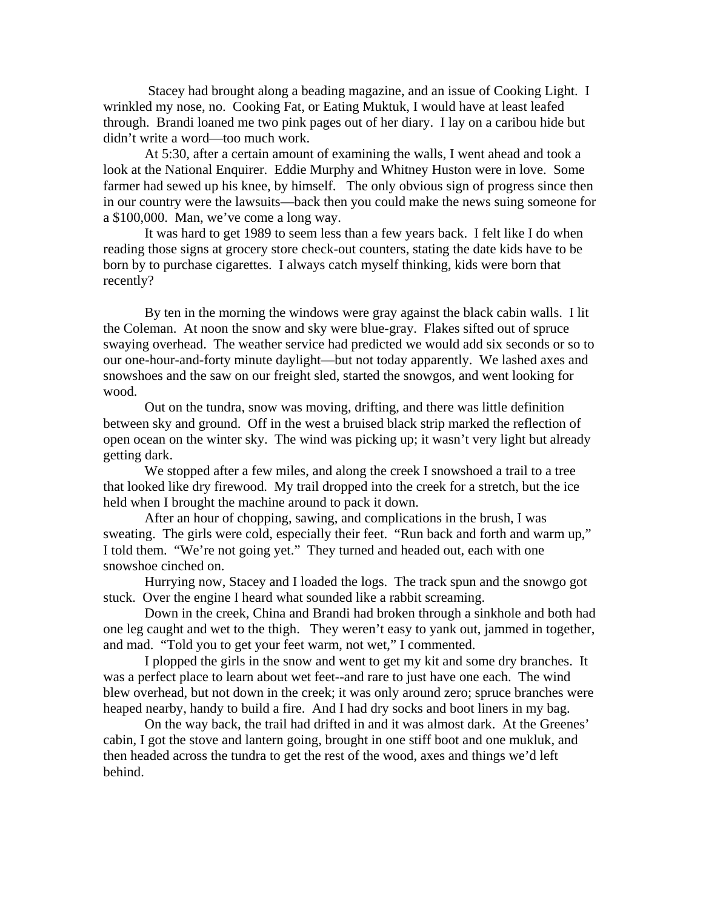Stacey had brought along a beading magazine, and an issue of Cooking Light. I wrinkled my nose, no. Cooking Fat, or Eating Muktuk, I would have at least leafed through. Brandi loaned me two pink pages out of her diary. I lay on a caribou hide but didn't write a word—too much work.

At 5:30, after a certain amount of examining the walls, I went ahead and took a look at the National Enquirer. Eddie Murphy and Whitney Huston were in love. Some farmer had sewed up his knee, by himself. The only obvious sign of progress since then in our country were the lawsuits—back then you could make the news suing someone for a $100,000. Man, we've come a long way.

It was hard to get 1989 to seem less than a few years back. I felt like I do when reading those signs at grocery store check-out counters, stating the date kids have to be born by to purchase cigarettes. I always catch myself thinking, kids were born that recently?

By ten in the morning the windows were gray against the black cabin walls. I lit the Coleman. At noon the snow and sky were blue-gray. Flakes sifted out of spruce swaying overhead. The weather service had predicted we would add six seconds or so to our one-hour-and-forty minute daylight—but not today apparently. We lashed axes and snowshoes and the saw on our freight sled, started the snowgos, and went looking for wood.

Out on the tundra, snow was moving, drifting, and there was little definition between sky and ground. Off in the west a bruised black strip marked the reflection of open ocean on the winter sky. The wind was picking up; it wasn't very light but already getting dark.

We stopped after a few miles, and along the creek I snowshoed a trail to a tree that looked like dry firewood. My trail dropped into the creek for a stretch, but the ice held when I brought the machine around to pack it down.

After an hour of chopping, sawing, and complications in the brush, I was sweating. The girls were cold, especially their feet. "Run back and forth and warm up," I told them. "We're not going yet." They turned and headed out, each with one snowshoe cinched on.

Hurrying now, Stacey and I loaded the logs. The track spun and the snowgo got stuck. Over the engine I heard what sounded like a rabbit screaming.

Down in the creek, China and Brandi had broken through a sinkhole and both had one leg caught and wet to the thigh. They weren't easy to yank out, jammed in together, and mad. "Told you to get your feet warm, not wet," I commented.

I plopped the girls in the snow and went to get my kit and some dry branches. It was a perfect place to learn about wet feet--and rare to just have one each. The wind blew overhead, but not down in the creek; it was only around zero; spruce branches were heaped nearby, handy to build a fire. And I had dry socks and boot liners in my bag.

On the way back, the trail had drifted in and it was almost dark. At the Greenes' cabin, I got the stove and lantern going, brought in one stiff boot and one mukluk, and then headed across the tundra to get the rest of the wood, axes and things we'd left behind.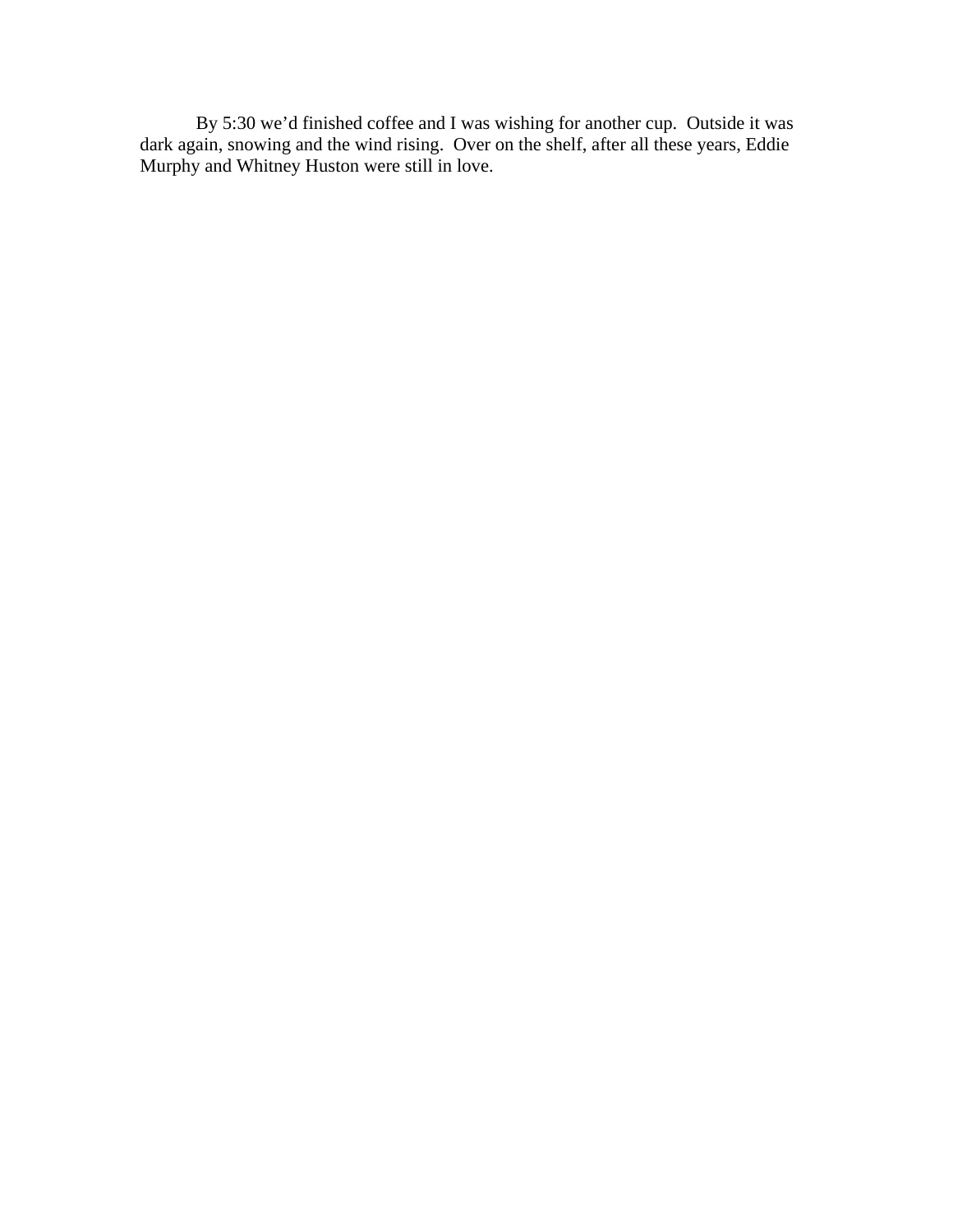By 5:30 we'd finished coffee and I was wishing for another cup. Outside it was dark again, snowing and the wind rising. Over on the shelf, after all these years, Eddie Murphy and Whitney Huston were still in love.